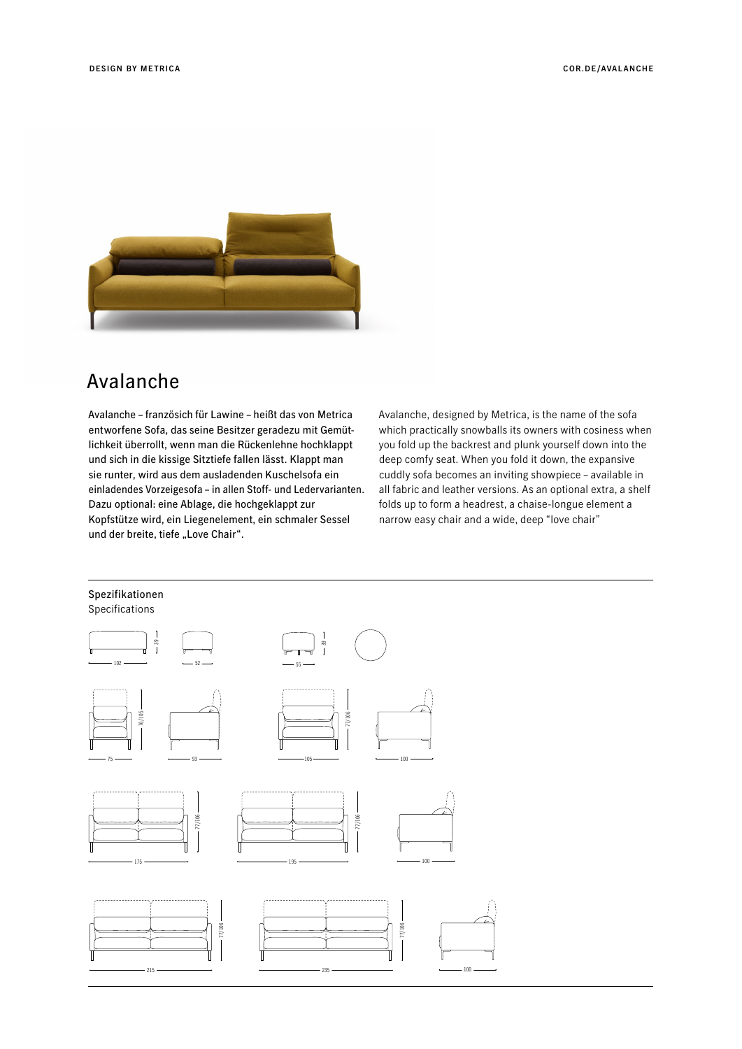DESIGN BY METRICA

COR.DE/AVALANCHE

# Avalanche

Avalanche – französich für Lawine – heißt das von Metrica entworfene Sofa, das seine Besitzer geradezu mit Gemütlichkeit überrollt, wenn man die Rückenlehne hochklappt und sich in die kissige Sitztiefe fallen lässt. Klappt man sie runter, wird aus dem ausladenden Kuschelsofa ein einladendes Vorzeigesofa – in allen Stoff- und Ledervarianten. Dazu optional: eine Ablage, die hochgeklappt zur Kopfstütze wird, ein Liegenelement, ein schmaler Sessel und der breite, tiefe „Love Chair".

Avalanche, designed by Metrica, is the name of the sofa which practically snowballs its owners with cosiness when you fold up the backrest and plunk yourself down into the deep comfy seat. When you fold it down, the expansive cuddly sofa becomes an inviting showpiece – available in all fabric and leather versions. As an optional extra, a shelf folds up to form a headrest, a chaise-longue element a narrow easy chair and a wide, deep "love chair"

## Spezifikationen
Specifications

102 · 52 · 39 · 55 · 39

75 · 93 · 76/105 · 105 · 100 · 77/106

175 · 195 · 100 · 77/106

215 · 235 · 100 · 77/106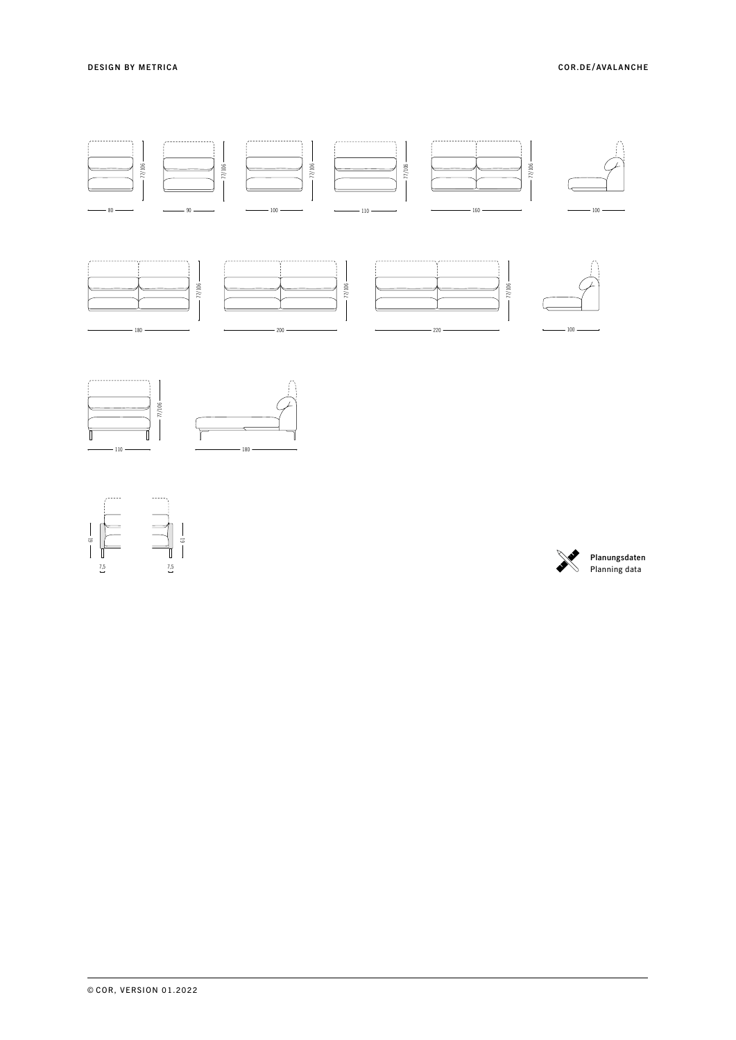DESIGN BY METRICA

COR.DE/AVALANCHE

77/106
80
77/106
90
77/106
100
77/106
110
77/106
160
100

77/106
180
77/106
200
77/106
220
100

77/106
110
180

61
7,5
61
7,5

Planungsdaten
Planning data

© COR, VERSION 01.2022